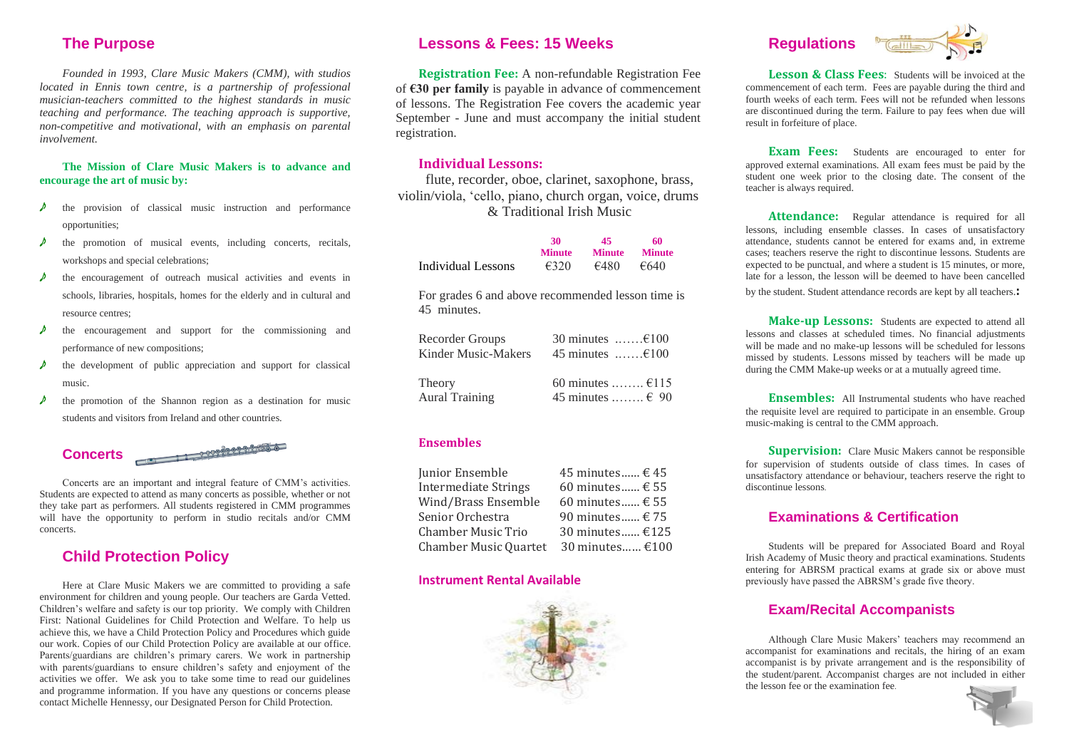## The Purpose

*Founded in 1993, Clare Music Makers (CMM), with studios located in Ennis town centre, is a partnership of professional musician-teachers committed to the highest standards in music teaching and performance. The teaching approach is supportive, non-competitive and motivational, with an emphasis on parental involvement.*

**The Mission of Clare Music Makers is to advance and encourage the art of music by:**

- the provision of classical music instruction and performance opportunities;
- the promotion of musical events, including concerts, recitals, workshops and special celebrations;
- the encouragement of outreach musical activities and events in schools, libraries, hospitals, homes for the elderly and in cultural and resource centres;
- the encouragement and support for the commissioning and performance of new compositions;
- the development of public appreciation and support for classical music.
- the promotion of the Shannon region as a destination for music students and visitors from Ireland and other countries.

## Concerts

Concerts are an important and integral feature of CMM's activities. Students are expected to attend as many concerts as possible, whether or not they take part as performers. All students registered in CMM programmes will have the opportunity to perform in studio recitals and/or CMM concerts.

## Child Protection Policy

Here at Clare Music Makers we are committed to providing a safe environment for children and young people. Our teachers are Garda Vetted. Children's welfare and safety is our top priority. We comply with Children First: National Guidelines for Child Protection and Welfare. To help us achieve this, we have a Child Protection Policy and Procedures which guide our work. Copies of our Child Protection Policy are available at our office. Parents/guardians are children's primary carers. We work in partnership with parents/guardians to ensure children's safety and enjoyment of the activities we offer. We ask you to take some time to read our guidelines and programme information. If you have any questions or concerns please contact Michelle Hennessy, our Designated Person for Child Protection.

## Lessons & Fees: 15 Weeks

**Registration Fee:** A non-refundable Registration Fee of **€30 per family** is payable in advance of commencement of lessons. The Registration Fee covers the academic year September - June and must accompany the initial student registration.

### Individual Lessons:

flute, recorder, oboe, clarinet, saxophone, brass, violin/viola, 'cello, piano, church organ, voice, drums & Traditional Irish Music

| | 30 Minute | 45 Minute | 60 Minute |
|---|---|---|---|
| Individual Lessons | €320 | €480 | €640 |

For grades 6 and above recommended lesson time is 45 minutes.

| | |
|---|---|
| Recorder Groups | 30 minutes …….€100 |
| Kinder Music-Makers | 45 minutes …….€100 |
| Theory | 60 minutes …….. €115 |
| Aural Training | 45 minutes …….. € 90 |

### Ensembles

| | |
|---|---|
| Junior Ensemble | 45 minutes...... € 45 |
| Intermediate Strings | 60 minutes...... € 55 |
| Wind/Brass Ensemble | 60 minutes...... € 55 |
| Senior Orchestra | 90 minutes...... € 75 |
| Chamber Music Trio | 30 minutes...... €125 |
| Chamber Music Quartet | 30 minutes...... €100 |

**Instrument Rental Available**

## Regulations

**Lesson & Class Fees**: Students will be invoiced at the commencement of each term. Fees are payable during the third and fourth weeks of each term. Fees will not be refunded when lessons are discontinued during the term. Failure to pay fees when due will result in forfeiture of place.

**Exam Fees:** Students are encouraged to enter for approved external examinations. All exam fees must be paid by the student one week prior to the closing date. The consent of the teacher is always required.

**Attendance:** Regular attendance is required for all lessons, including ensemble classes. In cases of unsatisfactory attendance, students cannot be entered for exams and, in extreme cases; teachers reserve the right to discontinue lessons. Students are expected to be punctual, and where a student is 15 minutes, or more, late for a lesson, the lesson will be deemed to have been cancelled by the student. Student attendance records are kept by all teachers.**:**

**Make-up Lessons:** Students are expected to attend all lessons and classes at scheduled times. No financial adjustments will be made and no make-up lessons will be scheduled for lessons missed by students. Lessons missed by teachers will be made up during the CMM Make-up weeks or at a mutually agreed time.

**Ensembles:** All Instrumental students who have reached the requisite level are required to participate in an ensemble. Group music-making is central to the CMM approach.

**Supervision:** Clare Music Makers cannot be responsible for supervision of students outside of class times. In cases of unsatisfactory attendance or behaviour, teachers reserve the right to discontinue lessons.

## Examinations & Certification

Students will be prepared for Associated Board and Royal Irish Academy of Music theory and practical examinations. Students entering for ABRSM practical exams at grade six or above must previously have passed the ABRSM's grade five theory.

## Exam/Recital Accompanists

Although Clare Music Makers' teachers may recommend an accompanist for examinations and recitals, the hiring of an exam accompanist is by private arrangement and is the responsibility of the student/parent. Accompanist charges are not included in either the lesson fee or the examination fee.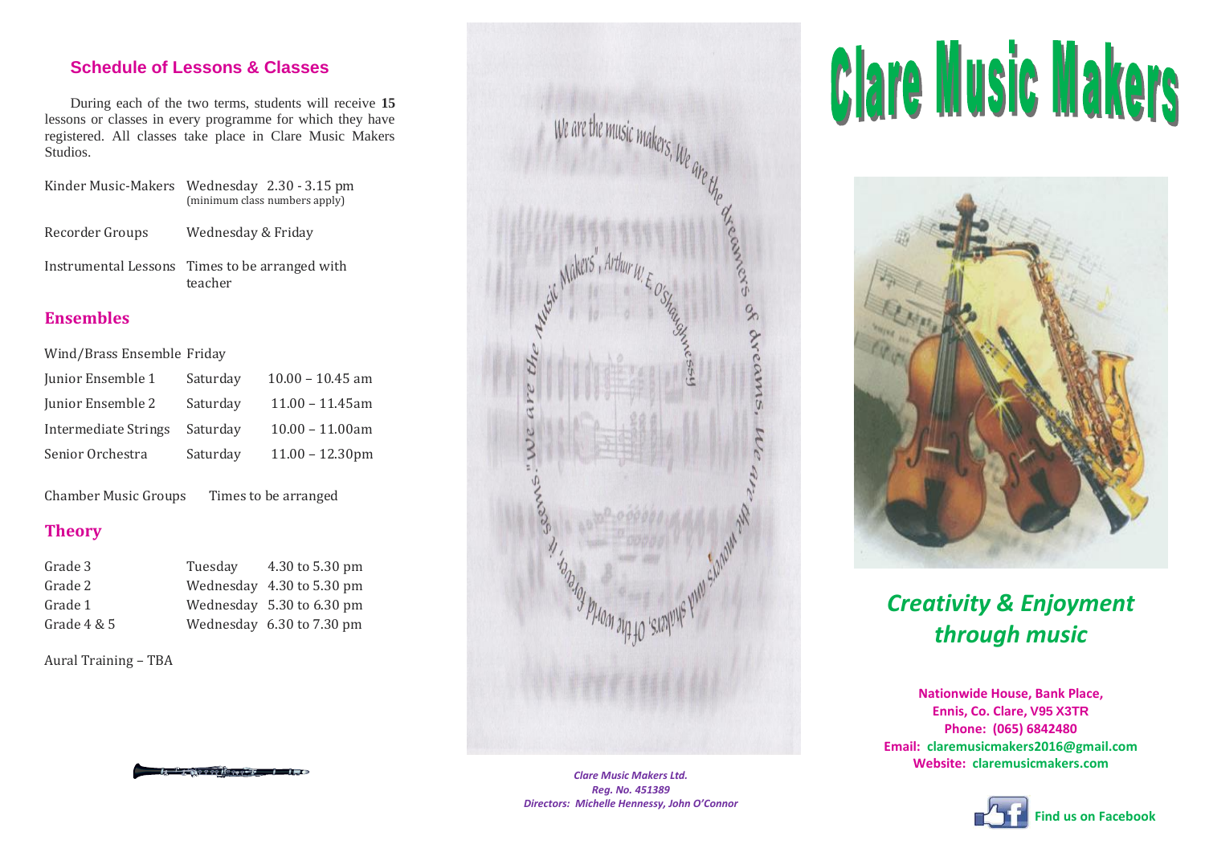## Schedule of Lessons & Classes

During each of the two terms, students will receive **15** lessons or classes in every programme for which they have registered. All classes take place in Clare Music Makers Studios.

| | | |
|---|---|---|
| Kinder Music-Makers | Wednesday 2.30 - 3.15 pm (minimum class numbers apply) | |
| Recorder Groups | Wednesday & Friday | |
| Instrumental Lessons | Times to be arranged with teacher | |

## Ensembles

| | | |
|---|---|---|
| Wind/Brass Ensemble | Friday | |
| Junior Ensemble 1 | Saturday | 10.00 – 10.45 am |
| Junior Ensemble 2 | Saturday | 11.00 – 11.45am |
| Intermediate Strings | Saturday | 10.00 – 11.00am |
| Senior Orchestra | Saturday | 11.00 – 12.30pm |

Chamber Music Groups Times to be arranged

## Theory

| | | |
|---|---|---|
| Grade 3 | Tuesday | 4.30 to 5.30 pm |
| Grade 2 | Wednesday | 4.30 to 5.30 pm |
| Grade 1 | Wednesday | 5.30 to 6.30 pm |
| Grade 4 & 5 | Wednesday | 6.30 to 7.30 pm |

Aural Training – TBA

"We are the music makers, We are the dreamers of dreams, We are the movers and shakers, Of the world forever, it seems." "We are the Music Makers", Arthur W E O'Shaughnessy

*Clare Music Makers Ltd.*
*Reg. No. 451389*
*Directors: Michelle Hennessy, John O'Connor*

# Clare Music Makers

## *Creativity & Enjoyment through music*

**Nationwide House, Bank Place,**
**Ennis, Co. Clare, V95 X3TR**
**Phone: (065) 6842480**
**Email: claremusicmakers2016@gmail.com**
**Website: claremusicmakers.com**

**Find us on Facebook**